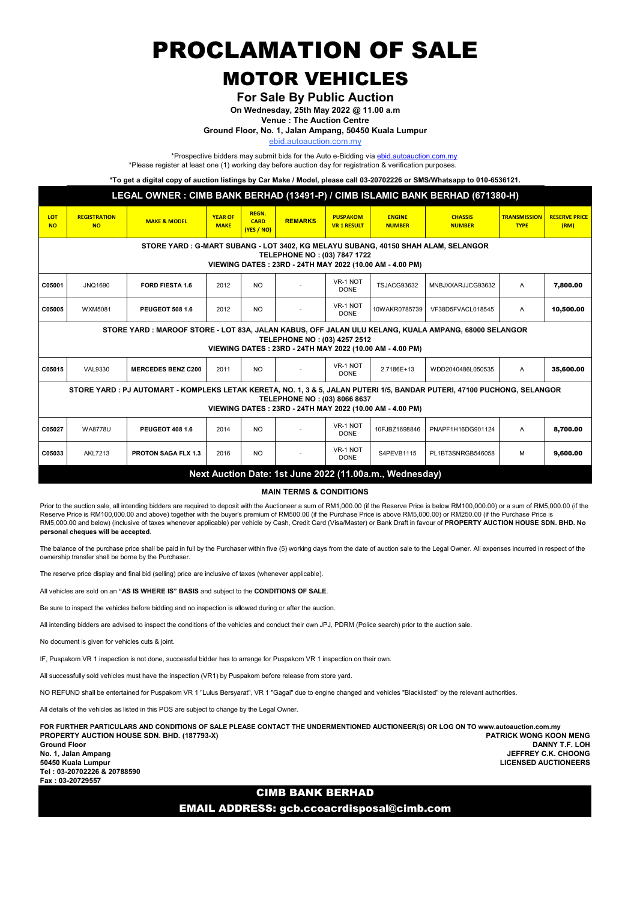# PROCLAMATION OF SALE

# MOTOR VEHICLES

## For Sale By Public Auction

**On Wednesday, 25th May 2022 @ 11.00 a.m**

**Venue : The Auction Centre**

**Ground Floor, No. 1, Jalan Ampang, 50450 Kuala Lumpur**

ebid.autoauction.com.my

*Prospective bidders may submit bids for the Auto e-Bidding via ebid.autoauction.com.my

*Please register at least one (1) working day before auction day for registration & verification purposes.

**\*To get a digital copy of auction listings by Car Make / Model, please call 03-20702226 or SMS/Whatsapp to 010-6536121.**

### LEGAL OWNER : CIMB BANK BERHAD (13491-P) / CIMB ISLAMIC BANK BERHAD (671380-H)

| LOT NO | REGISTRATION NO | MAKE & MODEL | YEAR OF MAKE | REGN. CARD (YES / NO) | REMARKS | PUSPAKOM VR 1 RESULT | ENGINE NUMBER | CHASSIS NUMBER | TRANSMISSION TYPE | RESERVE PRICE (RM) |
|---|---|---|---|---|---|---|---|---|---|---|
| **STORE YARD : G-MART SUBANG - LOT 3402, KG MELAYU SUBANG, 40150 SHAH ALAM, SELANGOR — TELEPHONE NO : (03) 7847 1722 — VIEWING DATES : 23RD - 24TH MAY 2022 (10.00 AM - 4.00 PM)** | | | | | | | | | | |
| C05001 | JNQ1690 | FORD FIESTA 1.6 | 2012 | NO | - | VR-1 NOT DONE | TSJACG93632 | MNBJXXARJJCG93632 | A | 7,800.00 |
| C05005 | WXM5081 | PEUGEOT 508 1.6 | 2012 | NO | - | VR-1 NOT DONE | 10WAKR0785739 | VF38D5FVACL018545 | A | 10,500.00 |
| **STORE YARD : MAROOF STORE - LOT 83A, JALAN KABUS, OFF JALAN ULU KELANG, KUALA AMPANG, 68000 SELANGOR — TELEPHONE NO : (03) 4257 2512 — VIEWING DATES : 23RD - 24TH MAY 2022 (10.00 AM - 4.00 PM)** | | | | | | | | | | |
| C05015 | VAL9330 | MERCEDES BENZ C200 | 2011 | NO | - | VR-1 NOT DONE | 2.7186E+13 | WDD2040486L050535 | A | 35,600.00 |
| **STORE YARD : PJ AUTOMART - KOMPLEKS LETAK KERETA, NO. 1, 3 & 5, JALAN PUTERI 1/5, BANDAR PUTERI, 47100 PUCHONG, SELANGOR — TELEPHONE NO : (03) 8066 8637 — VIEWING DATES : 23RD - 24TH MAY 2022 (10.00 AM - 4.00 PM)** | | | | | | | | | | |
| C05027 | WA8778U | PEUGEOT 408 1.6 | 2014 | NO | - | VR-1 NOT DONE | 10FJBZ1698846 | PNAPF1H16DG901124 | A | 8,700.00 |
| C05033 | AKL7213 | PROTON SAGA FLX 1.3 | 2016 | NO | - | VR-1 NOT DONE | S4PEVB1115 | PL1BT3SNRGB546058 | M | 9,600.00 |

**Next Auction Date: 1st June 2022 (11.00a.m., Wednesday)**

### MAIN TERMS & CONDITIONS

Prior to the auction sale, all intending bidders are required to deposit with the Auctioneer a sum of RM1,000.00 (if the Reserve Price is below RM100,000.00) or a sum of RM5,000.00 (if the Reserve Price is RM100,000.00 and above) together with the buyer's premium of RM500.00 (if the Purchase Price is above RM5,000.00) or RM250.00 (if the Purchase Price is RM5,000.00 and below) (inclusive of taxes whenever applicable) per vehicle by Cash, Credit Card (Visa/Master) or Bank Draft in favour of **PROPERTY AUCTION HOUSE SDN. BHD. No personal cheques will be accepted**.

The balance of the purchase price shall be paid in full by the Purchaser within five (5) working days from the date of auction sale to the Legal Owner. All expenses incurred in respect of the ownership transfer shall be borne by the Purchaser.

The reserve price display and final bid (selling) price are inclusive of taxes (whenever applicable).

All vehicles are sold on an **"AS IS WHERE IS" BASIS** and subject to the **CONDITIONS OF SALE**.

Be sure to inspect the vehicles before bidding and no inspection is allowed during or after the auction.

All intending bidders are advised to inspect the conditions of the vehicles and conduct their own JPJ, PDRM (Police search) prior to the auction sale.

No document is given for vehicles cuts & joint.

IF, Puspakom VR 1 inspection is not done, successful bidder has to arrange for Puspakom VR 1 inspection on their own.

All successfully sold vehicles must have the inspection (VR1) by Puspakom before release from store yard.

NO REFUND shall be entertained for Puspakom VR 1 "Lulus Bersyarat", VR 1 "Gagal" due to engine changed and vehicles "Blacklisted" by the relevant authorities.

All details of the vehicles as listed in this POS are subject to change by the Legal Owner.

**FOR FURTHER PARTICULARS AND CONDITIONS OF SALE PLEASE CONTACT THE UNDERMENTIONED AUCTIONEER(S) OR LOG ON TO www.autoauction.com.my**

**PROPERTY AUCTION HOUSE SDN. BHD. (187793-X)**
**Ground Floor**
**No. 1, Jalan Ampang**
**50450 Kuala Lumpur**
**Tel : 03-20702226 & 20788590**
**Fax : 03-20729557**

**PATRICK WONG KOON MENG**
**DANNY T.F. LOH**
**JEFFREY C.K. CHOONG**
**LICENSED AUCTIONEERS**

**CIMB BANK BERHAD**

**EMAIL ADDRESS: gcb.ccoacrdisposal@cimb.com**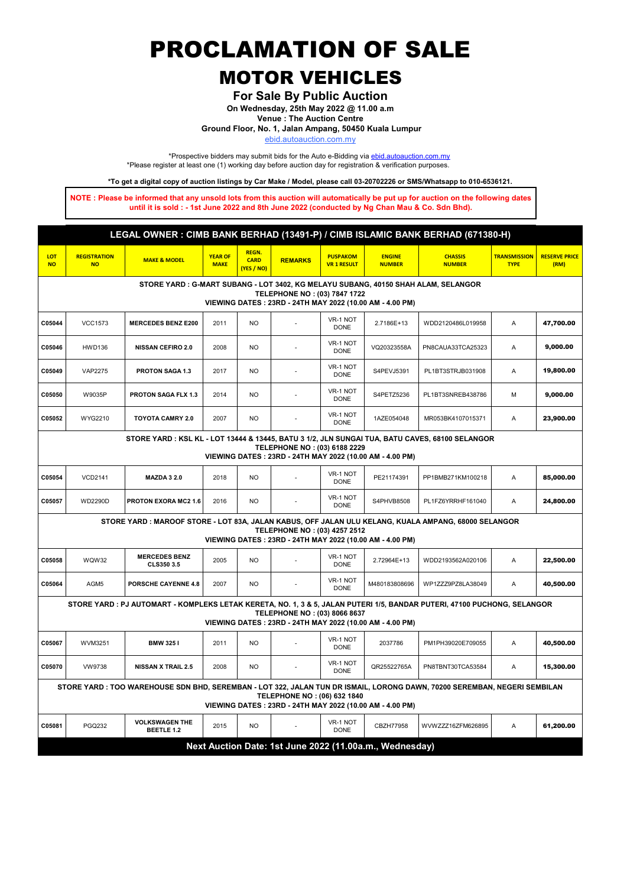# PROCLAMATION OF SALE

# MOTOR VEHICLES

### For Sale By Public Auction

**On Wednesday, 25th May 2022 @ 11.00 a.m**

**Venue : The Auction Centre**

**Ground Floor, No. 1, Jalan Ampang, 50450 Kuala Lumpur**

ebid.autoauction.com.my

*Prospective bidders may submit bids for the Auto e-Bidding via ebid.autoauction.com.my
*Please register at least one (1) working day before auction day for registration & verification purposes.

***To get a digital copy of auction listings by Car Make / Model, please call 03-20702226 or SMS/Whatsapp to 010-6536121.**

**NOTE : Please be informed that any unsold lots from this auction will automatically be put up for auction on the following dates until it is sold : - 1st June 2022 and 8th June 2022 (conducted by Ng Chan Mau & Co. Sdn Bhd).**

## LEGAL OWNER : CIMB BANK BERHAD (13491-P) / CIMB ISLAMIC BANK BERHAD (671380-H)

| LOT NO | REGISTRATION NO | MAKE & MODEL | YEAR OF MAKE | REGN. CARD (YES / NO) | REMARKS | PUSPAKOM VR 1 RESULT | ENGINE NUMBER | CHASSIS NUMBER | TRANSMISSION TYPE | RESERVE PRICE (RM) |
|---|---|---|---|---|---|---|---|---|---|---|
| **STORE YARD : G-MART SUBANG - LOT 3402, KG MELAYU SUBANG, 40150 SHAH ALAM, SELANGOR TELEPHONE NO : (03) 7847 1722 VIEWING DATES : 23RD - 24TH MAY 2022 (10.00 AM - 4.00 PM)** | | | | | | | | | | |
| C05044 | VCC1573 | MERCEDES BENZ E200 | 2011 | NO | - | VR-1 NOT DONE | 2.7186E+13 | WDD2120486L019958 | A | 47,700.00 |
| C05046 | HWD136 | NISSAN CEFIRO 2.0 | 2008 | NO | - | VR-1 NOT DONE | VQ20323558A | PN8CAUA33TCA25323 | A | 9,000.00 |
| C05049 | VAP2275 | PROTON SAGA 1.3 | 2017 | NO | - | VR-1 NOT DONE | S4PEVJ5391 | PL1BT3STRJB031908 | A | 19,800.00 |
| C05050 | W9035P | PROTON SAGA FLX 1.3 | 2014 | NO | - | VR-1 NOT DONE | S4PETZ5236 | PL1BT3SNREB438786 | M | 9,000.00 |
| C05052 | WYG2210 | TOYOTA CAMRY 2.0 | 2007 | NO | - | VR-1 NOT DONE | 1AZE054048 | MR053BK4107015371 | A | 23,900.00 |
| **STORE YARD : KSL KL - LOT 13444 & 13445, BATU 3 1/2, JLN SUNGAI TUA, BATU CAVES, 68100 SELANGOR TELEPHONE NO : (03) 6188 2229 VIEWING DATES : 23RD - 24TH MAY 2022 (10.00 AM - 4.00 PM)** | | | | | | | | | | |
| C05054 | VCD2141 | MAZDA 3 2.0 | 2018 | NO | - | VR-1 NOT DONE | PE21174391 | PP1BMB271KM100218 | A | 85,000.00 |
| C05057 | WD2290D | PROTON EXORA MC2 1.6 | 2016 | NO | - | VR-1 NOT DONE | S4PHVB8508 | PL1FZ6YRRHF161040 | A | 24,800.00 |
| **STORE YARD : MAROOF STORE - LOT 83A, JALAN KABUS, OFF JALAN ULU KELANG, KUALA AMPANG, 68000 SELANGOR TELEPHONE NO : (03) 4257 2512 VIEWING DATES : 23RD - 24TH MAY 2022 (10.00 AM - 4.00 PM)** | | | | | | | | | | |
| C05058 | WQW32 | MERCEDES BENZ CLS350 3.5 | 2005 | NO | - | VR-1 NOT DONE | 2.72964E+13 | WDD2193562A020106 | A | 22,500.00 |
| C05064 | AGM5 | PORSCHE CAYENNE 4.8 | 2007 | NO | - | VR-1 NOT DONE | M480183808696 | WP1ZZZ9PZ8LA38049 | A | 40,500.00 |
| **STORE YARD : PJ AUTOMART - KOMPLEKS LETAK KERETA, NO. 1, 3 & 5, JALAN PUTERI 1/5, BANDAR PUTERI, 47100 PUCHONG, SELANGOR TELEPHONE NO : (03) 8066 8637 VIEWING DATES : 23RD - 24TH MAY 2022 (10.00 AM - 4.00 PM)** | | | | | | | | | | |
| C05067 | WVM3251 | BMW 325 I | 2011 | NO | - | VR-1 NOT DONE | 2037786 | PM1PH39020E709055 | A | 40,500.00 |
| C05070 | VW9738 | NISSAN X TRAIL 2.5 | 2008 | NO | - | VR-1 NOT DONE | QR25522765A | PN8TBNT30TCA53584 | A | 15,300.00 |
| **STORE YARD : TOO WAREHOUSE SDN BHD, SEREMBAN - LOT 322, JALAN TUN DR ISMAIL, LORONG DAWN, 70200 SEREMBAN, NEGERI SEMBILAN TELEPHONE NO : (06) 632 1840 VIEWING DATES : 23RD - 24TH MAY 2022 (10.00 AM - 4.00 PM)** | | | | | | | | | | |
| C05081 | PGQ232 | VOLKSWAGEN THE BEETLE 1.2 | 2015 | NO | - | VR-1 NOT DONE | CBZH77958 | WVWZZZ16ZFM626895 | A | 61,200.00 |

**Next Auction Date: 1st June 2022 (11.00a.m., Wednesday)**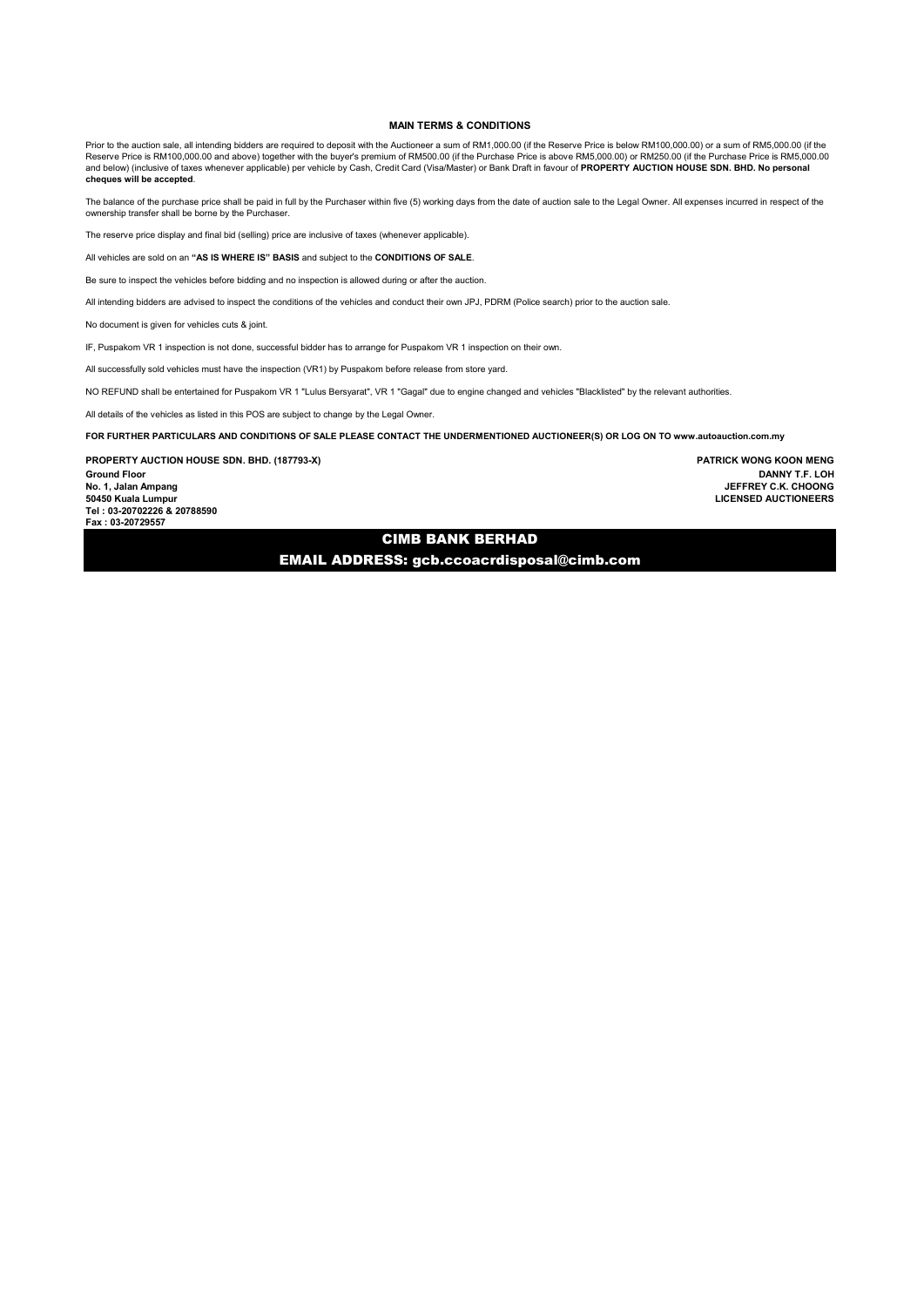## MAIN TERMS & CONDITIONS

Prior to the auction sale, all intending bidders are required to deposit with the Auctioneer a sum of RM1,000.00 (if the Reserve Price is below RM100,000.00) or a sum of RM5,000.00 (if the Reserve Price is RM100,000.00 and above) together with the buyer's premium of RM500.00 (if the Purchase Price is above RM5,000.00) or RM250.00 (if the Purchase Price is RM5,000.00 and below) (inclusive of taxes whenever applicable) per vehicle by Cash, Credit Card (Visa/Master) or Bank Draft in favour of **PROPERTY AUCTION HOUSE SDN. BHD. No personal cheques will be accepted**.

The balance of the purchase price shall be paid in full by the Purchaser within five (5) working days from the date of auction sale to the Legal Owner. All expenses incurred in respect of the ownership transfer shall be borne by the Purchaser.

The reserve price display and final bid (selling) price are inclusive of taxes (whenever applicable).

All vehicles are sold on an **"AS IS WHERE IS" BASIS** and subject to the **CONDITIONS OF SALE**.

Be sure to inspect the vehicles before bidding and no inspection is allowed during or after the auction.

All intending bidders are advised to inspect the conditions of the vehicles and conduct their own JPJ, PDRM (Police search) prior to the auction sale.

No document is given for vehicles cuts & joint.

IF, Puspakom VR 1 inspection is not done, successful bidder has to arrange for Puspakom VR 1 inspection on their own.

All successfully sold vehicles must have the inspection (VR1) by Puspakom before release from store yard.

NO REFUND shall be entertained for Puspakom VR 1 "Lulus Bersyarat", VR 1 "Gagal" due to engine changed and vehicles "Blacklisted" by the relevant authorities.

All details of the vehicles as listed in this POS are subject to change by the Legal Owner.

**FOR FURTHER PARTICULARS AND CONDITIONS OF SALE PLEASE CONTACT THE UNDERMENTIONED AUCTIONEER(S) OR LOG ON TO www.autoauction.com.my**

**PROPERTY AUCTION HOUSE SDN. BHD. (187793-X)**
**Ground Floor**
**No. 1, Jalan Ampang**
**50450 Kuala Lumpur**
**Tel : 03-20702226 & 20788590**
**Fax : 03-20729557**

**PATRICK WONG KOON MENG**
**DANNY T.F. LOH**
**JEFFREY C.K. CHOONG**
**LICENSED AUCTIONEERS**

**CIMB BANK BERHAD**

**EMAIL ADDRESS: gcb.ccoacrdisposal@cimb.com**